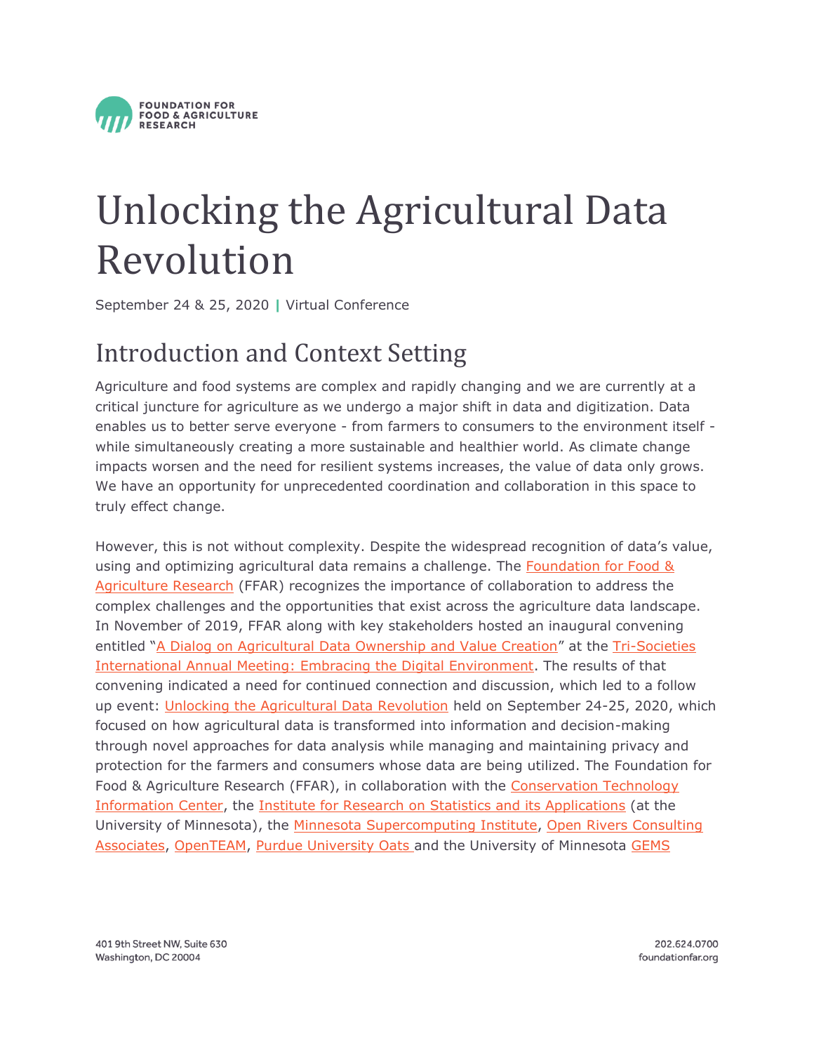# Unlocking the Agricultural Data Revolution

September 24 & 25, 2020 | Virtual Conference

## Introduction and Context Setting

Agriculture and food systems are complex and rapidly changing and we are currently at a critical juncture for agriculture as we undergo a major shift in data and digitization. Data enables us to better serve everyone - from farmers to consumers to the environment itself - while simultaneously creating a more sustainable and healthier world. As climate change impacts worsen and the need for resilient systems increases, the value of data only grows. We have an opportunity for unprecedented coordination and collaboration in this space to truly effect change.

However, this is not without complexity. Despite the widespread recognition of data's value, using and optimizing agricultural data remains a challenge. The Foundation for Food & Agriculture Research (FFAR) recognizes the importance of collaboration to address the complex challenges and the opportunities that exist across the agriculture data landscape. In November of 2019, FFAR along with key stakeholders hosted an inaugural convening entitled "A Dialog on Agricultural Data Ownership and Value Creation" at the Tri-Societies International Annual Meeting: Embracing the Digital Environment. The results of that convening indicated a need for continued connection and discussion, which led to a follow up event: Unlocking the Agricultural Data Revolution held on September 24-25, 2020, which focused on how agricultural data is transformed into information and decision-making through novel approaches for data analysis while managing and maintaining privacy and protection for the farmers and consumers whose data are being utilized. The Foundation for Food & Agriculture Research (FFAR), in collaboration with the Conservation Technology Information Center, the Institute for Research on Statistics and its Applications (at the University of Minnesota), the Minnesota Supercomputing Institute, Open Rivers Consulting Associates, OpenTEAM, Purdue University Oats and the University of Minnesota GEMS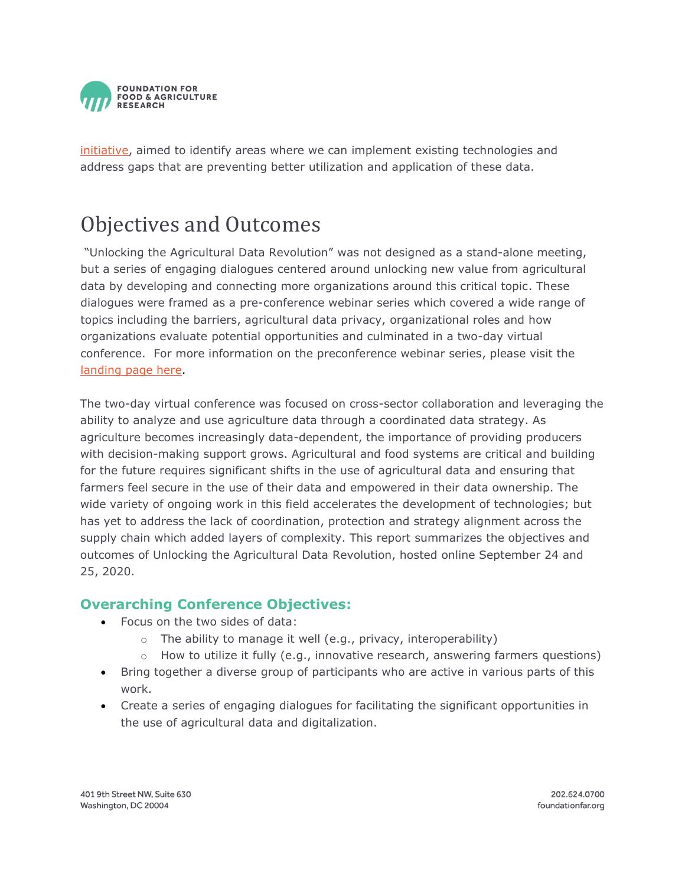initiative, aimed to identify areas where we can implement existing technologies and address gaps that are preventing better utilization and application of these data.

# Objectives and Outcomes

"Unlocking the Agricultural Data Revolution" was not designed as a stand-alone meeting, but a series of engaging dialogues centered around unlocking new value from agricultural data by developing and connecting more organizations around this critical topic. These dialogues were framed as a pre-conference webinar series which covered a wide range of topics including the barriers, agricultural data privacy, organizational roles and how organizations evaluate potential opportunities and culminated in a two-day virtual conference. For more information on the preconference webinar series, please visit the landing page here.

The two-day virtual conference was focused on cross-sector collaboration and leveraging the ability to analyze and use agriculture data through a coordinated data strategy. As agriculture becomes increasingly data-dependent, the importance of providing producers with decision-making support grows. Agricultural and food systems are critical and building for the future requires significant shifts in the use of agricultural data and ensuring that farmers feel secure in the use of their data and empowered in their data ownership. The wide variety of ongoing work in this field accelerates the development of technologies; but has yet to address the lack of coordination, protection and strategy alignment across the supply chain which added layers of complexity. This report summarizes the objectives and outcomes of Unlocking the Agricultural Data Revolution, hosted online September 24 and 25, 2020.

### Overarching Conference Objectives:

- Focus on the two sides of data:
  - The ability to manage it well (e.g., privacy, interoperability)
  - How to utilize it fully (e.g., innovative research, answering farmers questions)
- Bring together a diverse group of participants who are active in various parts of this work.
- Create a series of engaging dialogues for facilitating the significant opportunities in the use of agricultural data and digitalization.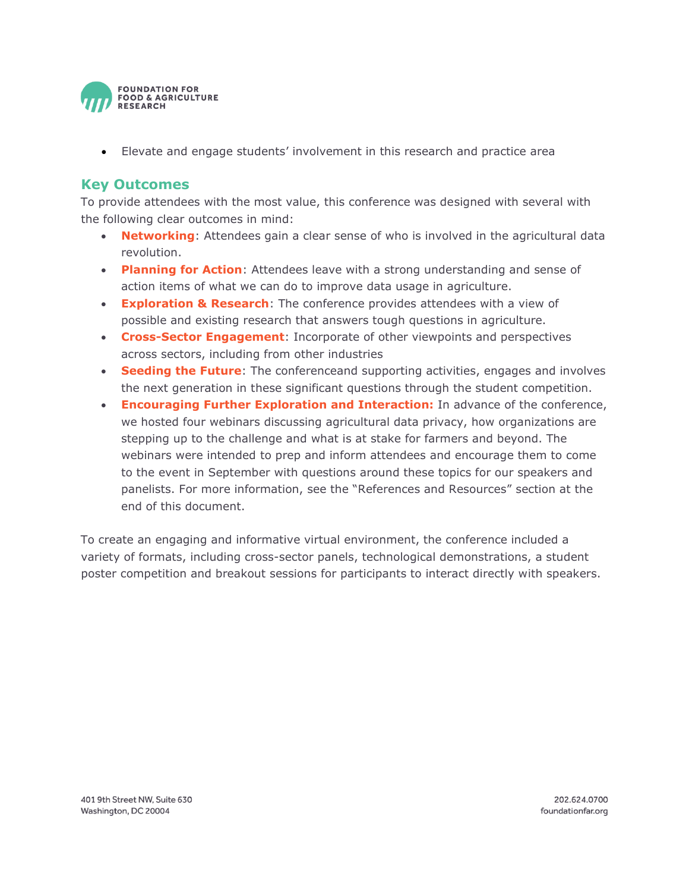- Elevate and engage students' involvement in this research and practice area

## Key Outcomes

To provide attendees with the most value, this conference was designed with several with the following clear outcomes in mind:

- **Networking**: Attendees gain a clear sense of who is involved in the agricultural data revolution.
- **Planning for Action**: Attendees leave with a strong understanding and sense of action items of what we can do to improve data usage in agriculture.
- **Exploration & Research**: The conference provides attendees with a view of possible and existing research that answers tough questions in agriculture.
- **Cross-Sector Engagement**: Incorporate of other viewpoints and perspectives across sectors, including from other industries
- **Seeding the Future**: The conferenceand supporting activities, engages and involves the next generation in these significant questions through the student competition.
- **Encouraging Further Exploration and Interaction:** In advance of the conference, we hosted four webinars discussing agricultural data privacy, how organizations are stepping up to the challenge and what is at stake for farmers and beyond. The webinars were intended to prep and inform attendees and encourage them to come to the event in September with questions around these topics for our speakers and panelists. For more information, see the "References and Resources" section at the end of this document.

To create an engaging and informative virtual environment, the conference included a variety of formats, including cross-sector panels, technological demonstrations, a student poster competition and breakout sessions for participants to interact directly with speakers.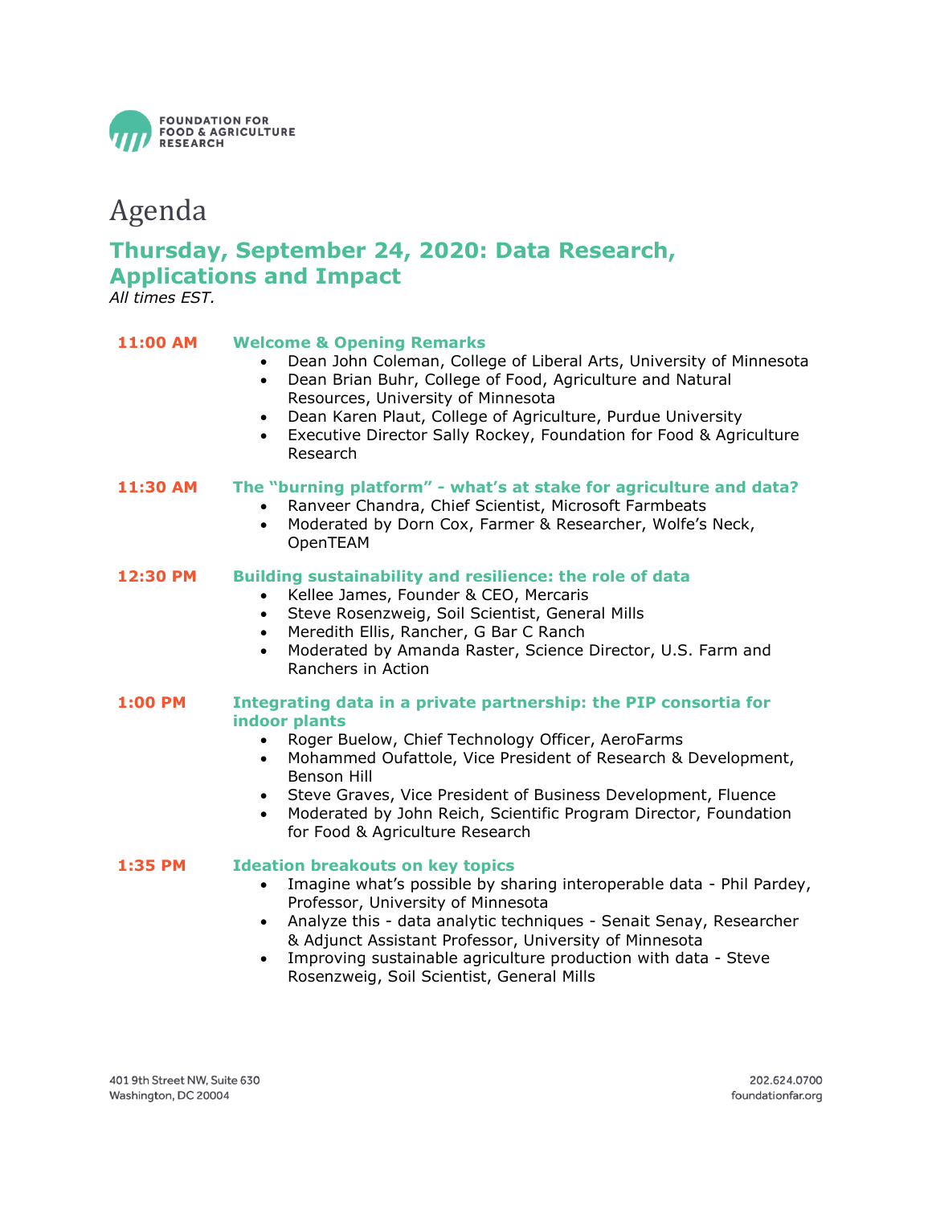FOUNDATION FOR FOOD & AGRICULTURE RESEARCH

# Agenda

## Thursday, September 24, 2020: Data Research, Applications and Impact

*All times EST.*

**11:00 AM** — **Welcome & Opening Remarks**

- Dean John Coleman, College of Liberal Arts, University of Minnesota
- Dean Brian Buhr, College of Food, Agriculture and Natural Resources, University of Minnesota
- Dean Karen Plaut, College of Agriculture, Purdue University
- Executive Director Sally Rockey, Foundation for Food & Agriculture Research

**11:30 AM** — **The "burning platform" - what's at stake for agriculture and data?**

- Ranveer Chandra, Chief Scientist, Microsoft Farmbeats
- Moderated by Dorn Cox, Farmer & Researcher, Wolfe's Neck, OpenTEAM

**12:30 PM** — **Building sustainability and resilience: the role of data**

- Kellee James, Founder & CEO, Mercaris
- Steve Rosenzweig, Soil Scientist, General Mills
- Meredith Ellis, Rancher, G Bar C Ranch
- Moderated by Amanda Raster, Science Director, U.S. Farm and Ranchers in Action

**1:00 PM** — **Integrating data in a private partnership: the PIP consortia for indoor plants**

- Roger Buelow, Chief Technology Officer, AeroFarms
- Mohammed Oufattole, Vice President of Research & Development, Benson Hill
- Steve Graves, Vice President of Business Development, Fluence
- Moderated by John Reich, Scientific Program Director, Foundation for Food & Agriculture Research

**1:35 PM** — **Ideation breakouts on key topics**

- Imagine what's possible by sharing interoperable data - Phil Pardey, Professor, University of Minnesota
- Analyze this - data analytic techniques - Senait Senay, Researcher & Adjunct Assistant Professor, University of Minnesota
- Improving sustainable agriculture production with data - Steve Rosenzweig, Soil Scientist, General Mills

401 9th Street NW, Suite 630
Washington, DC 20004

202.624.0700
foundationfar.org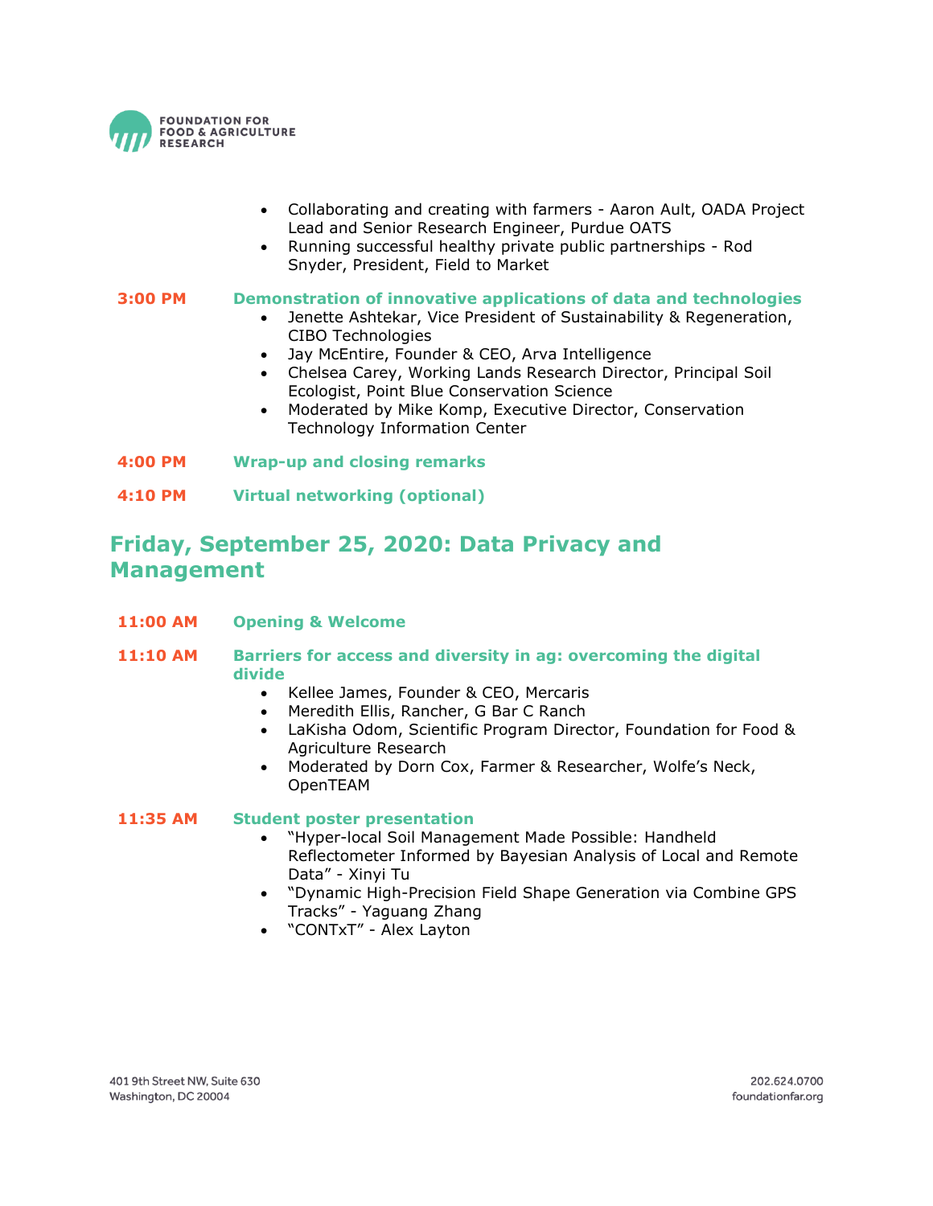- Collaborating and creating with farmers - Aaron Ault, OADA Project Lead and Senior Research Engineer, Purdue OATS
- Running successful healthy private public partnerships - Rod Snyder, President, Field to Market

**3:00 PM** **Demonstration of innovative applications of data and technologies**

- Jenette Ashtekar, Vice President of Sustainability & Regeneration, CIBO Technologies
- Jay McEntire, Founder & CEO, Arva Intelligence
- Chelsea Carey, Working Lands Research Director, Principal Soil Ecologist, Point Blue Conservation Science
- Moderated by Mike Komp, Executive Director, Conservation Technology Information Center

**4:00 PM** **Wrap-up and closing remarks**

**4:10 PM** **Virtual networking (optional)**

## Friday, September 25, 2020: Data Privacy and Management

**11:00 AM** **Opening & Welcome**

**11:10 AM** **Barriers for access and diversity in ag: overcoming the digital divide**

- Kellee James, Founder & CEO, Mercaris
- Meredith Ellis, Rancher, G Bar C Ranch
- LaKisha Odom, Scientific Program Director, Foundation for Food & Agriculture Research
- Moderated by Dorn Cox, Farmer & Researcher, Wolfe's Neck, OpenTEAM

**11:35 AM** **Student poster presentation**

- "Hyper-local Soil Management Made Possible: Handheld Reflectometer Informed by Bayesian Analysis of Local and Remote Data" - Xinyi Tu
- "Dynamic High-Precision Field Shape Generation via Combine GPS Tracks" - Yaguang Zhang
- "CONTxT" - Alex Layton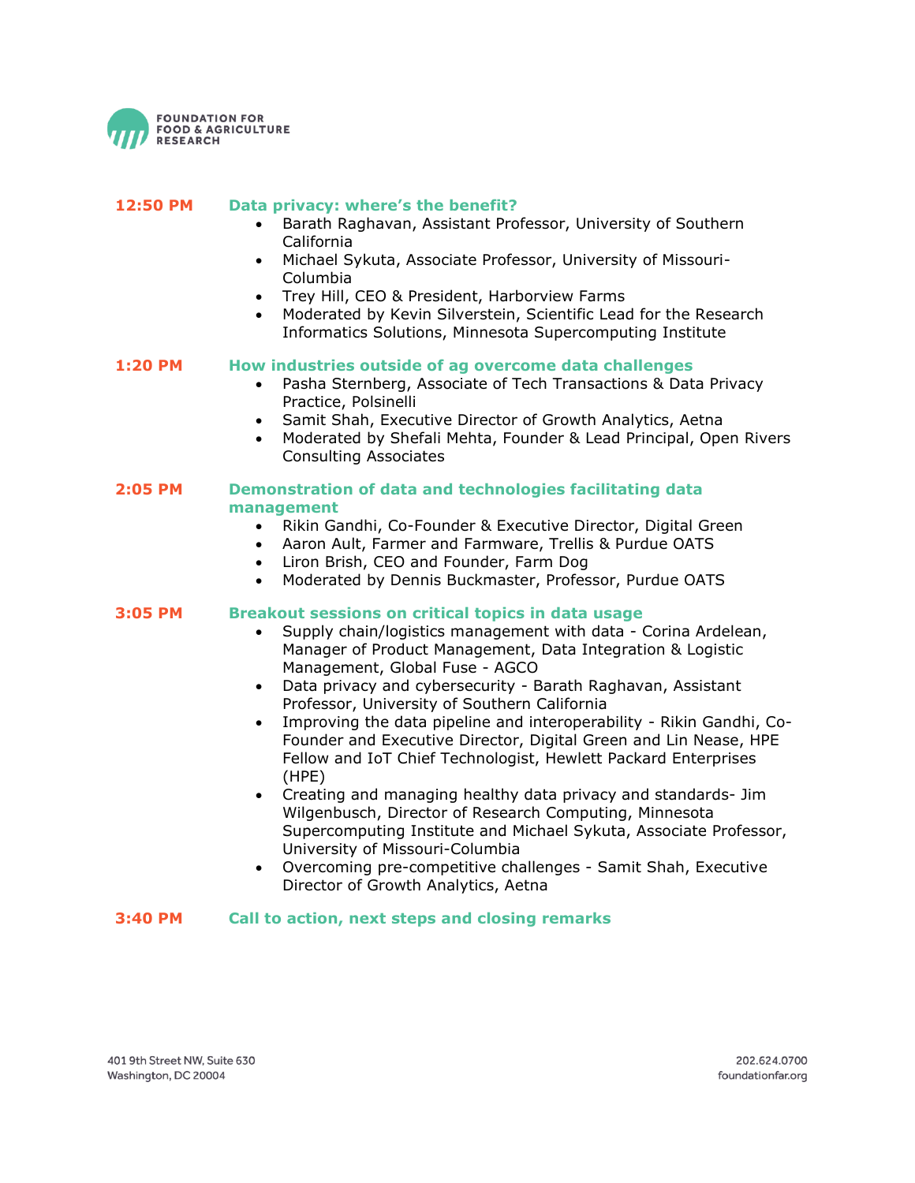**12:50 PM** **Data privacy: where's the benefit?**

- Barath Raghavan, Assistant Professor, University of Southern California
- Michael Sykuta, Associate Professor, University of Missouri-Columbia
- Trey Hill, CEO & President, Harborview Farms
- Moderated by Kevin Silverstein, Scientific Lead for the Research Informatics Solutions, Minnesota Supercomputing Institute

**1:20 PM** **How industries outside of ag overcome data challenges**

- Pasha Sternberg, Associate of Tech Transactions & Data Privacy Practice, Polsinelli
- Samit Shah, Executive Director of Growth Analytics, Aetna
- Moderated by Shefali Mehta, Founder & Lead Principal, Open Rivers Consulting Associates

**2:05 PM** **Demonstration of data and technologies facilitating data management**

- Rikin Gandhi, Co-Founder & Executive Director, Digital Green
- Aaron Ault, Farmer and Farmware, Trellis & Purdue OATS
- Liron Brish, CEO and Founder, Farm Dog
- Moderated by Dennis Buckmaster, Professor, Purdue OATS

**3:05 PM** **Breakout sessions on critical topics in data usage**

- Supply chain/logistics management with data - Corina Ardelean, Manager of Product Management, Data Integration & Logistic Management, Global Fuse - AGCO
- Data privacy and cybersecurity - Barath Raghavan, Assistant Professor, University of Southern California
- Improving the data pipeline and interoperability - Rikin Gandhi, Co-Founder and Executive Director, Digital Green and Lin Nease, HPE Fellow and IoT Chief Technologist, Hewlett Packard Enterprises (HPE)
- Creating and managing healthy data privacy and standards- Jim Wilgenbusch, Director of Research Computing, Minnesota Supercomputing Institute and Michael Sykuta, Associate Professor, University of Missouri-Columbia
- Overcoming pre-competitive challenges - Samit Shah, Executive Director of Growth Analytics, Aetna

**3:40 PM** **Call to action, next steps and closing remarks**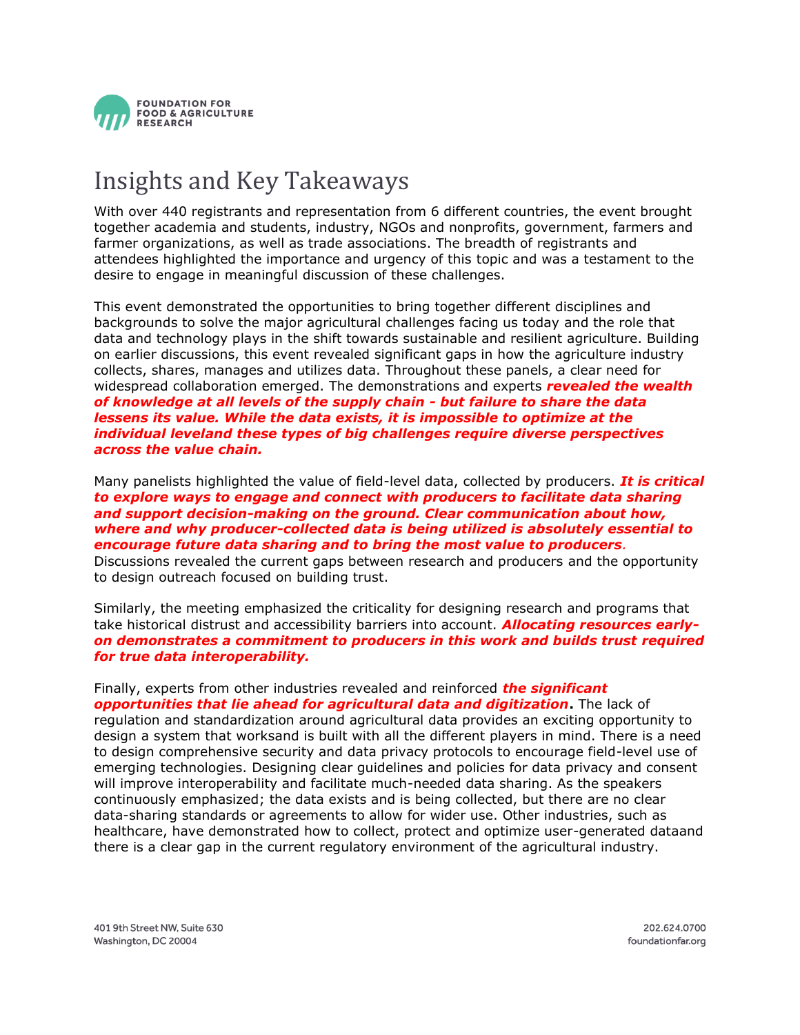# Insights and Key Takeaways

With over 440 registrants and representation from 6 different countries, the event brought together academia and students, industry, NGOs and nonprofits, government, farmers and farmer organizations, as well as trade associations. The breadth of registrants and attendees highlighted the importance and urgency of this topic and was a testament to the desire to engage in meaningful discussion of these challenges.

This event demonstrated the opportunities to bring together different disciplines and backgrounds to solve the major agricultural challenges facing us today and the role that data and technology plays in the shift towards sustainable and resilient agriculture. Building on earlier discussions, this event revealed significant gaps in how the agriculture industry collects, shares, manages and utilizes data. Throughout these panels, a clear need for widespread collaboration emerged. The demonstrations and experts ***revealed the wealth of knowledge at all levels of the supply chain - but failure to share the data lessens its value. While the data exists, it is impossible to optimize at the individual leveland these types of big challenges require diverse perspectives across the value chain.***

Many panelists highlighted the value of field-level data, collected by producers. ***It is critical to explore ways to engage and connect with producers to facilitate data sharing and support decision-making on the ground. Clear communication about how, where and why producer-collected data is being utilized is absolutely essential to encourage future data sharing and to bring the most value to producers***. Discussions revealed the current gaps between research and producers and the opportunity to design outreach focused on building trust.

Similarly, the meeting emphasized the criticality for designing research and programs that take historical distrust and accessibility barriers into account. ***Allocating resources early-on demonstrates a commitment to producers in this work and builds trust required for true data interoperability.***

Finally, experts from other industries revealed and reinforced ***the significant opportunities that lie ahead for agricultural data and digitization*****.** The lack of regulation and standardization around agricultural data provides an exciting opportunity to design a system that worksand is built with all the different players in mind. There is a need to design comprehensive security and data privacy protocols to encourage field-level use of emerging technologies. Designing clear guidelines and policies for data privacy and consent will improve interoperability and facilitate much-needed data sharing. As the speakers continuously emphasized; the data exists and is being collected, but there are no clear data-sharing standards or agreements to allow for wider use. Other industries, such as healthcare, have demonstrated how to collect, protect and optimize user-generated dataand there is a clear gap in the current regulatory environment of the agricultural industry.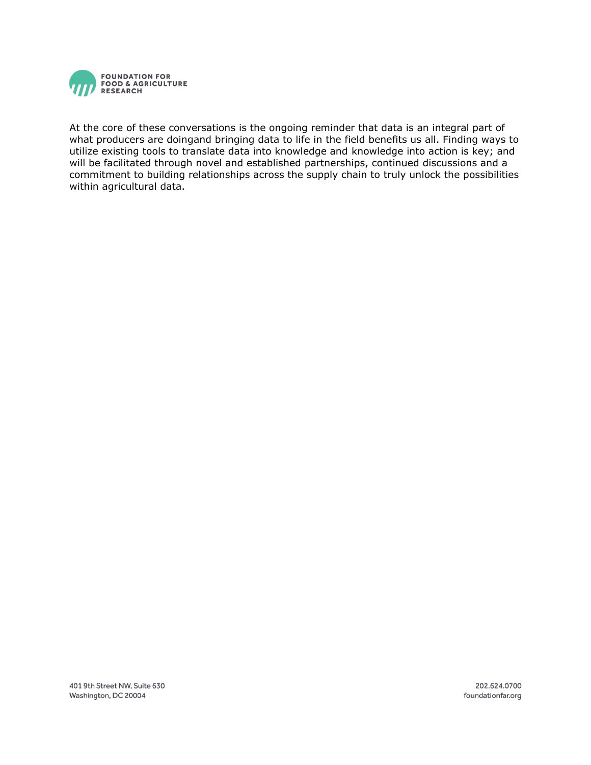At the core of these conversations is the ongoing reminder that data is an integral part of what producers are doingand bringing data to life in the field benefits us all. Finding ways to utilize existing tools to translate data into knowledge and knowledge into action is key; and will be facilitated through novel and established partnerships, continued discussions and a commitment to building relationships across the supply chain to truly unlock the possibilities within agricultural data.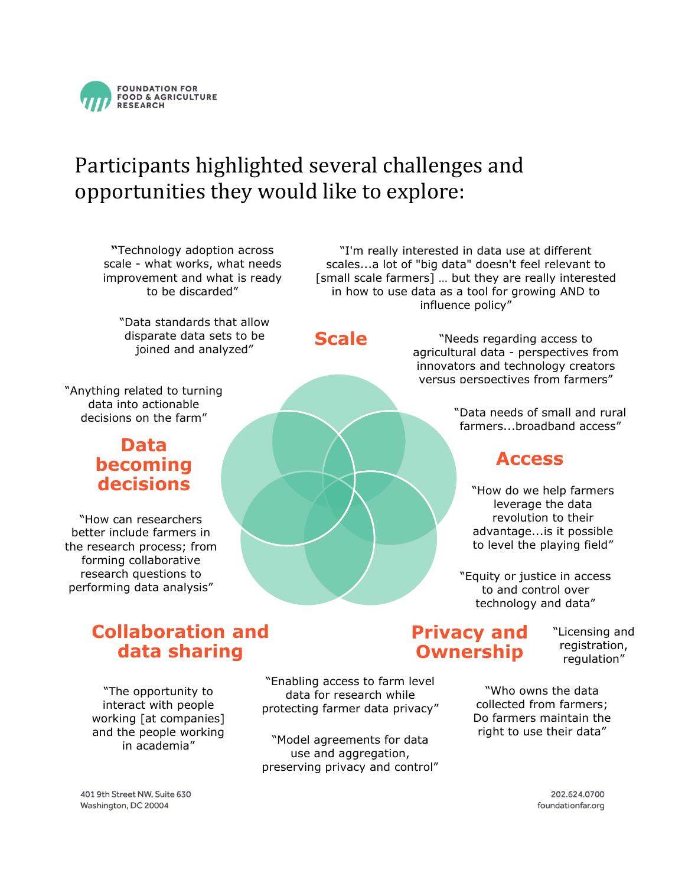# Participants highlighted several challenges and opportunities they would like to explore:

## Scale

"Technology adoption across scale - what works, what needs improvement and what is ready to be discarded"

"I'm really interested in data use at different scales...a lot of "big data" doesn't feel relevant to [small scale farmers] … but they are really interested in how to use data as a tool for growing AND to influence policy"

"Data standards that allow disparate data sets to be joined and analyzed"

## Access

"Needs regarding access to agricultural data - perspectives from innovators and technology creators versus perspectives from farmers"

"Data needs of small and rural farmers...broadband access"

"How do we help farmers leverage the data revolution to their advantage...is it possible to level the playing field"

"Equity or justice in access to and control over technology and data"

## Data becoming decisions

"Anything related to turning data into actionable decisions on the farm"

"How can researchers better include farmers in the research process; from forming collaborative research questions to performing data analysis"

## Collaboration and data sharing

"The opportunity to interact with people working [at companies] and the people working in academia"

"Enabling access to farm level data for research while protecting farmer data privacy"

"Model agreements for data use and aggregation, preserving privacy and control"

## Privacy and Ownership

"Licensing and registration, regulation"

"Who owns the data collected from farmers; Do farmers maintain the right to use their data"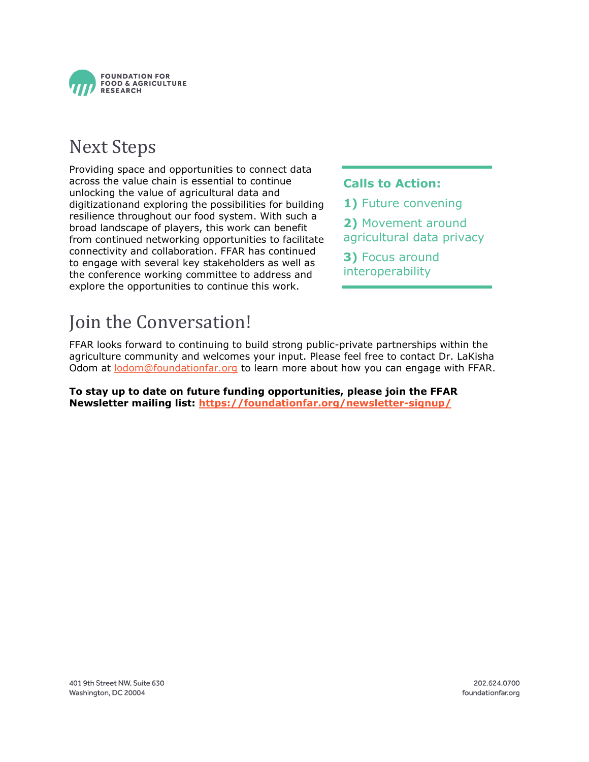## Next Steps

Providing space and opportunities to connect data across the value chain is essential to continue unlocking the value of agricultural data and digitizationand exploring the possibilities for building resilience throughout our food system. With such a broad landscape of players, this work can benefit from continued networking opportunities to facilitate connectivity and collaboration. FFAR has continued to engage with several key stakeholders as well as the conference working committee to address and explore the opportunities to continue this work.

**Calls to Action:**

**1)** Future convening

**2)** Movement around agricultural data privacy

**3)** Focus around interoperability

## Join the Conversation!

FFAR looks forward to continuing to build strong public-private partnerships within the agriculture community and welcomes your input. Please feel free to contact Dr. LaKisha Odom at lodom@foundationfar.org to learn more about how you can engage with FFAR.

**To stay up to date on future funding opportunities, please join the FFAR Newsletter mailing list: https://foundationfar.org/newsletter-signup/**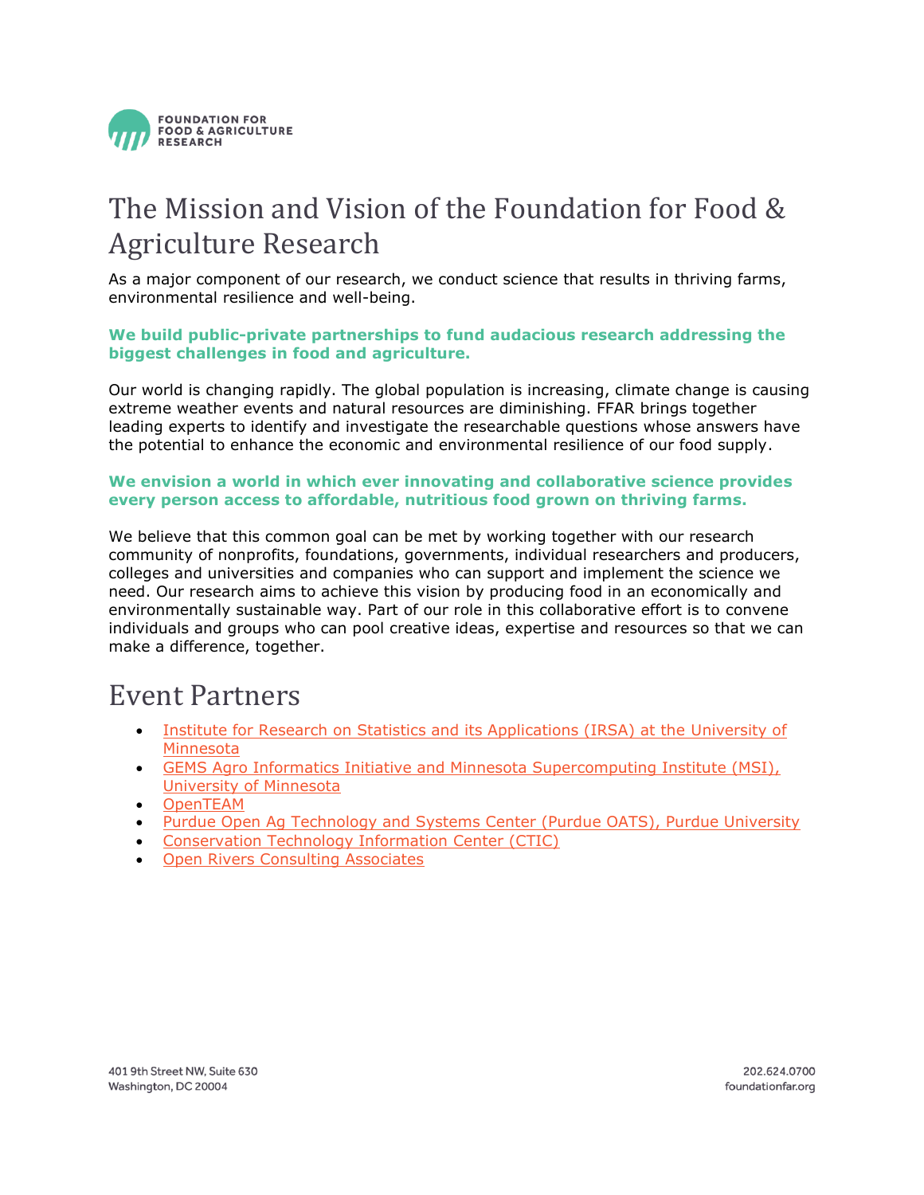# The Mission and Vision of the Foundation for Food & Agriculture Research

As a major component of our research, we conduct science that results in thriving farms, environmental resilience and well-being.

**We build public-private partnerships to fund audacious research addressing the biggest challenges in food and agriculture.**

Our world is changing rapidly. The global population is increasing, climate change is causing extreme weather events and natural resources are diminishing. FFAR brings together leading experts to identify and investigate the researchable questions whose answers have the potential to enhance the economic and environmental resilience of our food supply.

**We envision a world in which ever innovating and collaborative science provides every person access to affordable, nutritious food grown on thriving farms.**

We believe that this common goal can be met by working together with our research community of nonprofits, foundations, governments, individual researchers and producers, colleges and universities and companies who can support and implement the science we need. Our research aims to achieve this vision by producing food in an economically and environmentally sustainable way. Part of our role in this collaborative effort is to convene individuals and groups who can pool creative ideas, expertise and resources so that we can make a difference, together.

# Event Partners

- Institute for Research on Statistics and its Applications (IRSA) at the University of Minnesota
- GEMS Agro Informatics Initiative and Minnesota Supercomputing Institute (MSI), University of Minnesota
- OpenTEAM
- Purdue Open Ag Technology and Systems Center (Purdue OATS), Purdue University
- Conservation Technology Information Center (CTIC)
- Open Rivers Consulting Associates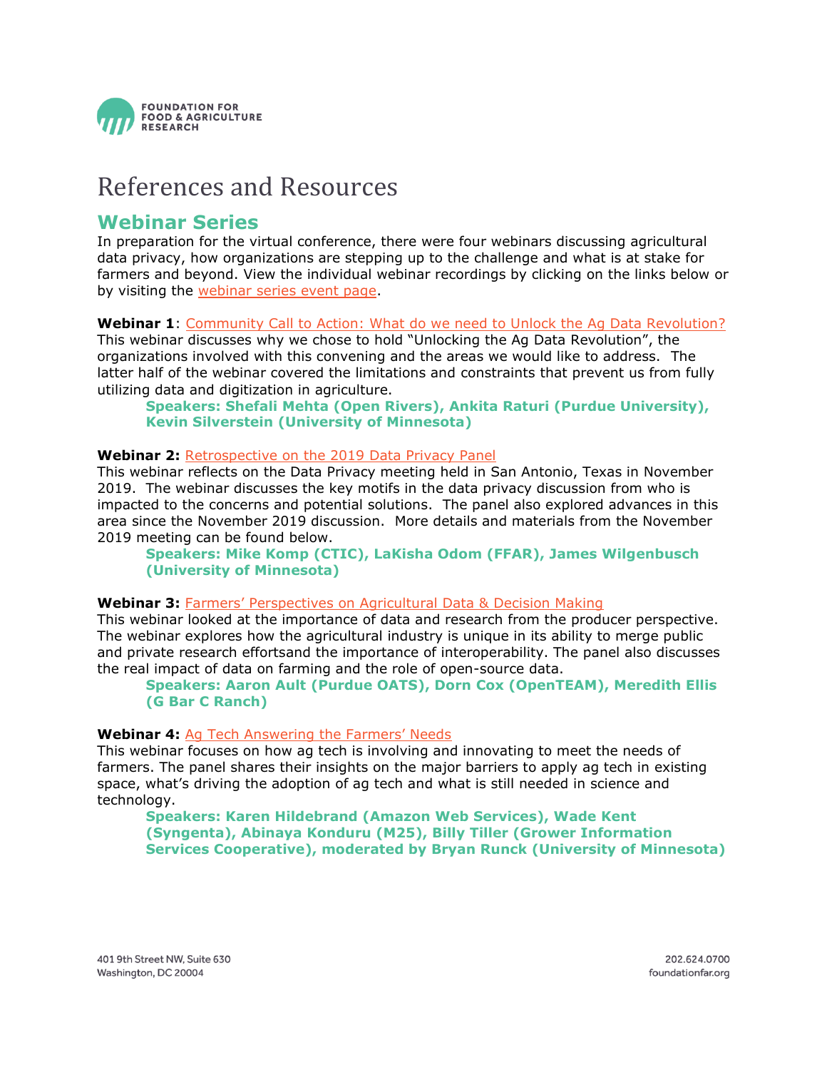# References and Resources

## Webinar Series

In preparation for the virtual conference, there were four webinars discussing agricultural data privacy, how organizations are stepping up to the challenge and what is at stake for farmers and beyond. View the individual webinar recordings by clicking on the links below or by visiting the webinar series event page.

**Webinar 1**: Community Call to Action: What do we need to Unlock the Ag Data Revolution?
This webinar discusses why we chose to hold "Unlocking the Ag Data Revolution", the organizations involved with this convening and the areas we would like to address. The latter half of the webinar covered the limitations and constraints that prevent us from fully utilizing data and digitization in agriculture.

> **Speakers: Shefali Mehta (Open Rivers), Ankita Raturi (Purdue University), Kevin Silverstein (University of Minnesota)**

**Webinar 2:** Retrospective on the 2019 Data Privacy Panel
This webinar reflects on the Data Privacy meeting held in San Antonio, Texas in November 2019. The webinar discusses the key motifs in the data privacy discussion from who is impacted to the concerns and potential solutions. The panel also explored advances in this area since the November 2019 discussion. More details and materials from the November 2019 meeting can be found below.

> **Speakers: Mike Komp (CTIC), LaKisha Odom (FFAR), James Wilgenbusch (University of Minnesota)**

**Webinar 3:** Farmers' Perspectives on Agricultural Data & Decision Making
This webinar looked at the importance of data and research from the producer perspective. The webinar explores how the agricultural industry is unique in its ability to merge public and private research effortsand the importance of interoperability. The panel also discusses the real impact of data on farming and the role of open-source data.

> **Speakers: Aaron Ault (Purdue OATS), Dorn Cox (OpenTEAM), Meredith Ellis (G Bar C Ranch)**

**Webinar 4:** Ag Tech Answering the Farmers' Needs
This webinar focuses on how ag tech is involving and innovating to meet the needs of farmers. The panel shares their insights on the major barriers to apply ag tech in existing space, what's driving the adoption of ag tech and what is still needed in science and technology.

> **Speakers: Karen Hildebrand (Amazon Web Services), Wade Kent (Syngenta), Abinaya Konduru (M25), Billy Tiller (Grower Information Services Cooperative), moderated by Bryan Runck (University of Minnesota)**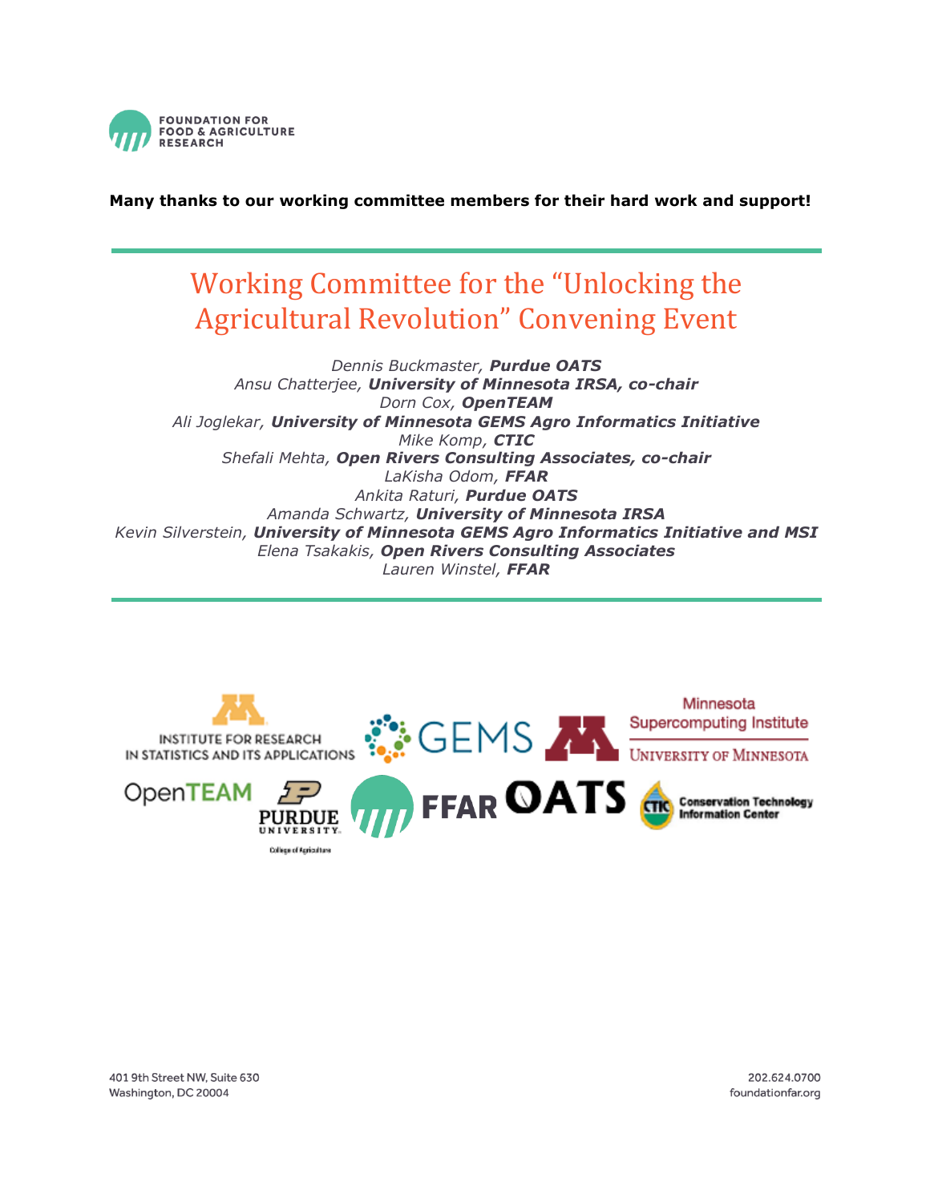**Many thanks to our working committee members for their hard work and support!**

## Working Committee for the "Unlocking the Agricultural Revolution" Convening Event

*Dennis Buckmaster,* ***Purdue OATS***
*Ansu Chatterjee,* ***University of Minnesota IRSA, co-chair***
*Dorn Cox,* ***OpenTEAM***
*Ali Joglekar,* ***University of Minnesota GEMS Agro Informatics Initiative***
*Mike Komp,* ***CTIC***
*Shefali Mehta,* ***Open Rivers Consulting Associates, co-chair***
*LaKisha Odom,* ***FFAR***
*Ankita Raturi,* ***Purdue OATS***
*Amanda Schwartz,* ***University of Minnesota IRSA***
*Kevin Silverstein,* ***University of Minnesota GEMS Agro Informatics Initiative and MSI***
*Elena Tsakakis,* ***Open Rivers Consulting Associates***
*Lauren Winstel,* ***FFAR***

401 9th Street NW, Suite 630
Washington, DC 20004

202.624.0700
foundationfar.org